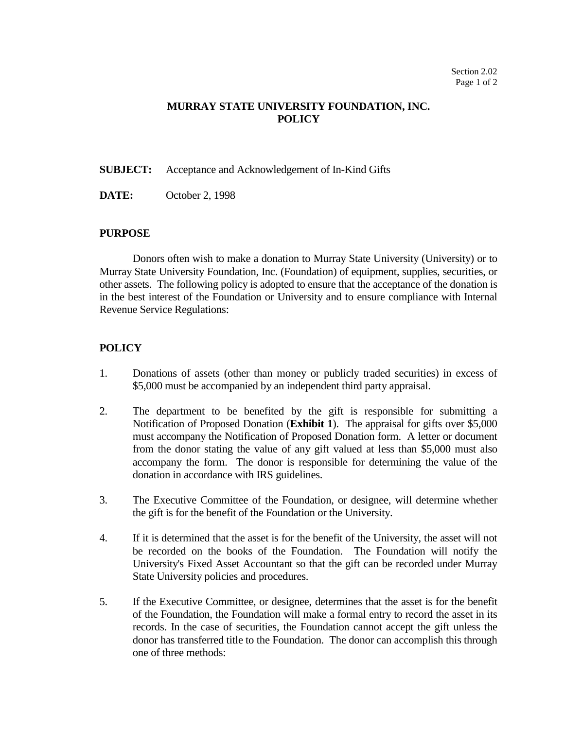# MURRAY STATE UNIVERSITY FOUNDATION, INC. POLICY

**SUBJECT:** Acceptance and Acknowledgement of In-Kind Gifts

**DATE:** October 2, 1998

## PURPOSE

Donors often wish to make a donation to Murray State University (University) or to Murray State University Foundation, Inc. (Foundation) of equipment, supplies, securities, or other assets. The following policy is adopted to ensure that the acceptance of the donation is in the best interest of the Foundation or University and to ensure compliance with Internal Revenue Service Regulations:

## POLICY

1. Donations of assets (other than money or publicly traded securities) in excess of $5,000 must be accompanied by an independent third party appraisal.

2. The department to be benefited by the gift is responsible for submitting a Notification of Proposed Donation (**Exhibit 1**). The appraisal for gifts over $5,000 must accompany the Notification of Proposed Donation form. A letter or document from the donor stating the value of any gift valued at less than $5,000 must also accompany the form. The donor is responsible for determining the value of the donation in accordance with IRS guidelines.

3. The Executive Committee of the Foundation, or designee, will determine whether the gift is for the benefit of the Foundation or the University.

4. If it is determined that the asset is for the benefit of the University, the asset will not be recorded on the books of the Foundation. The Foundation will notify the University's Fixed Asset Accountant so that the gift can be recorded under Murray State University policies and procedures.

5. If the Executive Committee, or designee, determines that the asset is for the benefit of the Foundation, the Foundation will make a formal entry to record the asset in its records. In the case of securities, the Foundation cannot accept the gift unless the donor has transferred title to the Foundation. The donor can accomplish this through one of three methods: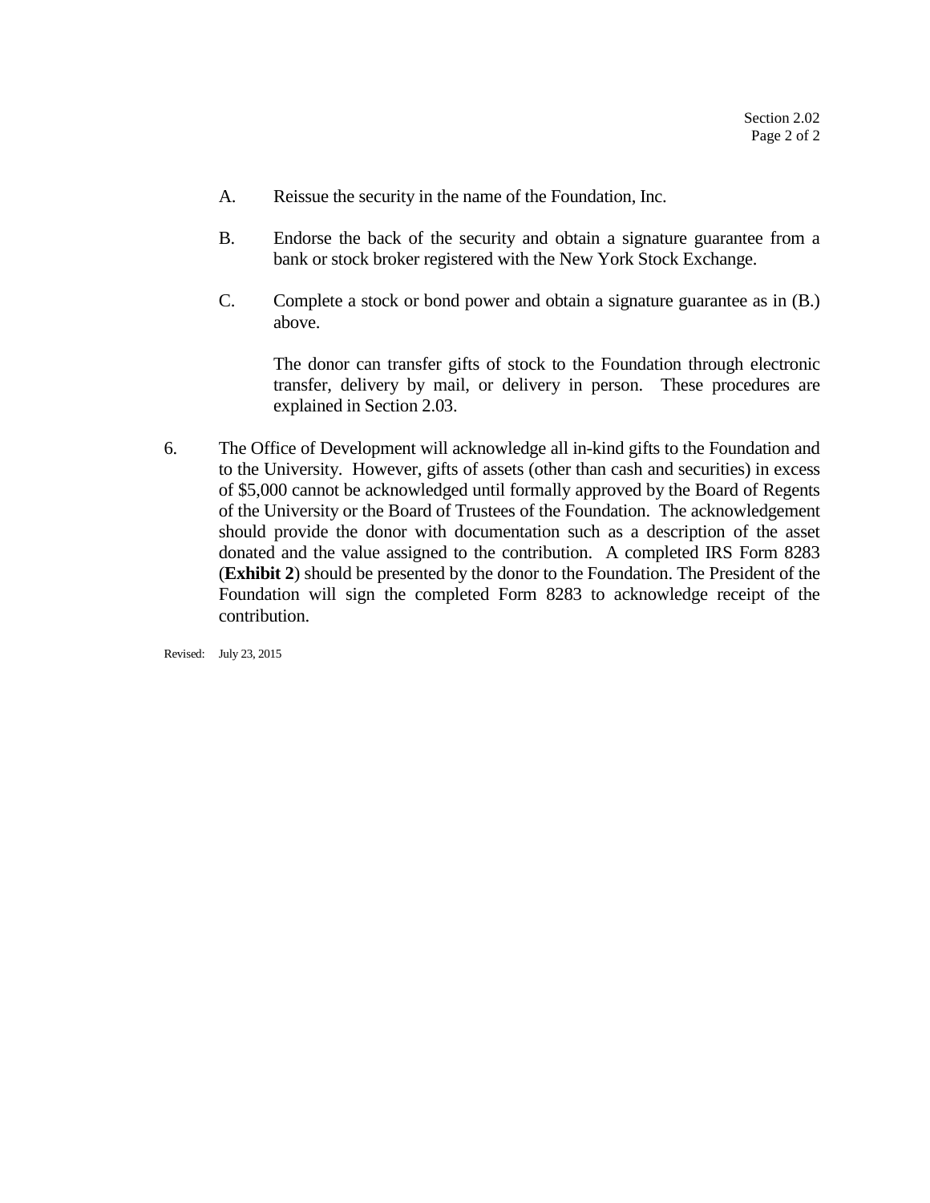A. Reissue the security in the name of the Foundation, Inc.

B. Endorse the back of the security and obtain a signature guarantee from a bank or stock broker registered with the New York Stock Exchange.

C. Complete a stock or bond power and obtain a signature guarantee as in (B.) above.

The donor can transfer gifts of stock to the Foundation through electronic transfer, delivery by mail, or delivery in person. These procedures are explained in Section 2.03.

6. The Office of Development will acknowledge all in-kind gifts to the Foundation and to the University. However, gifts of assets (other than cash and securities) in excess of $5,000 cannot be acknowledged until formally approved by the Board of Regents of the University or the Board of Trustees of the Foundation. The acknowledgement should provide the donor with documentation such as a description of the asset donated and the value assigned to the contribution. A completed IRS Form 8283 (**Exhibit 2**) should be presented by the donor to the Foundation. The President of the Foundation will sign the completed Form 8283 to acknowledge receipt of the contribution.

Revised: July 23, 2015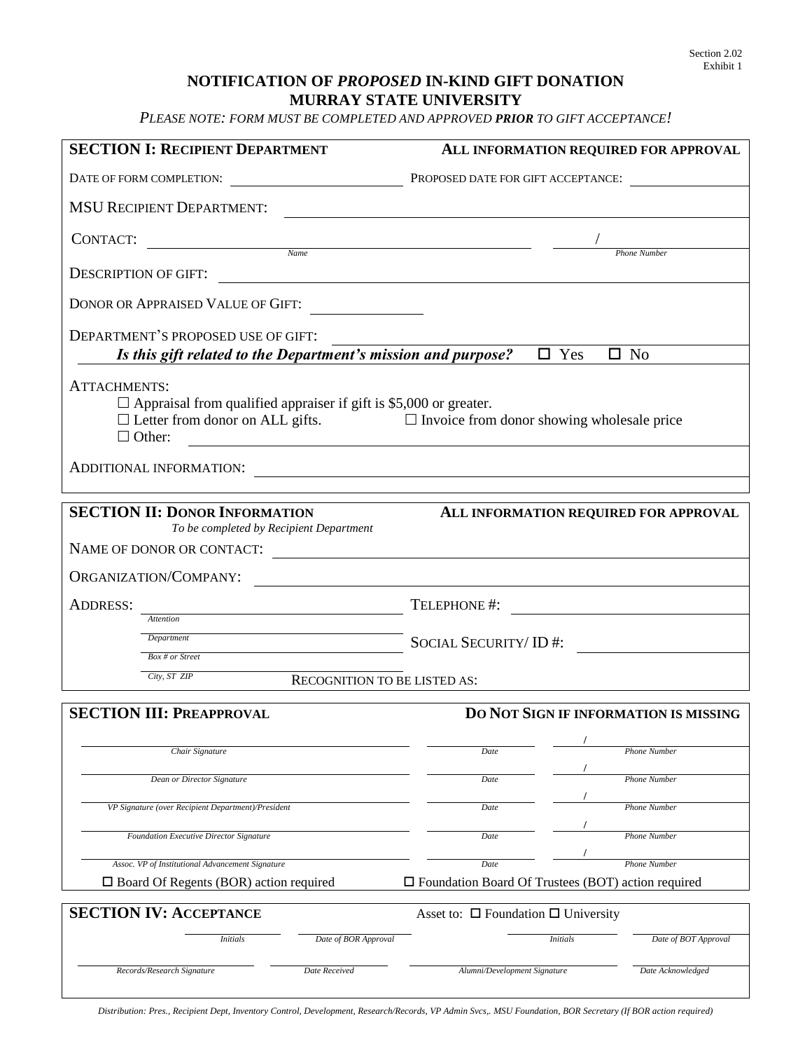Section 2.02
Exhibit 1

# NOTIFICATION OF *PROPOSED* IN-KIND GIFT DONATION
# MURRAY STATE UNIVERSITY

*PLEASE NOTE: FORM MUST BE COMPLETED AND APPROVED **PRIOR** TO GIFT ACCEPTANCE!*

## SECTION I: RECIPIENT DEPARTMENT

**ALL INFORMATION REQUIRED FOR APPROVAL**

DATE OF FORM COMPLETION: ____________ PROPOSED DATE FOR GIFT ACCEPTANCE: ____________

MSU RECIPIENT DEPARTMENT: ____________

CONTACT: ____________ (*Name*) ____ / ____ (*Phone Number*)

DESCRIPTION OF GIFT: ____________

DONOR OR APPRAISED VALUE OF GIFT: ____________

DEPARTMENT'S PROPOSED USE OF GIFT: ____________

***Is this gift related to the Department's mission and purpose?*** ☐ Yes ☐ No

ATTACHMENTS:

- ☐ Appraisal from qualified appraiser if gift is $5,000 or greater.
- ☐ Letter from donor on ALL gifts.
- ☐ Invoice from donor showing wholesale price
- ☐ Other: ____________

ADDITIONAL INFORMATION: ____________

## SECTION II: DONOR INFORMATION

*To be completed by Recipient Department*

**ALL INFORMATION REQUIRED FOR APPROVAL**

NAME OF DONOR OR CONTACT: ____________

ORGANIZATION/COMPANY: ____________

ADDRESS: ____________ (*Attention*) ____________ (*Department*) ____________ (*Box # or Street*) ____________ (*City, ST ZIP*)

TELEPHONE #: ____________

SOCIAL SECURITY/ ID #: ____________

RECOGNITION TO BE LISTED AS: ____________

## SECTION III: PREAPPROVAL

**DO NOT SIGN IF INFORMATION IS MISSING**

| Signature | Date | Phone Number |
|---|---|---|
| *Chair Signature* | *Date* | / *Phone Number* |
| *Dean or Director Signature* | *Date* | / *Phone Number* |
| *VP Signature (over Recipient Department)/President* | *Date* | / *Phone Number* |
| *Foundation Executive Director Signature* | *Date* | / *Phone Number* |
| *Assoc. VP of Institutional Advancement Signature* | *Date* | / *Phone Number* |

☐ Board Of Regents (BOR) action required ☐ Foundation Board Of Trustees (BOT) action required

## SECTION IV: ACCEPTANCE

Asset to: ☐ Foundation ☐ University

| *Initials* | *Date of BOR Approval* | *Initials* | *Date of BOT Approval* |
|---|---|---|---|
| *Records/Research Signature* | *Date Received* | *Alumni/Development Signature* | *Date Acknowledged* |

*Distribution: Pres., Recipient Dept, Inventory Control, Development, Research/Records, VP Admin Svcs,. MSU Foundation, BOR Secretary (If BOR action required)*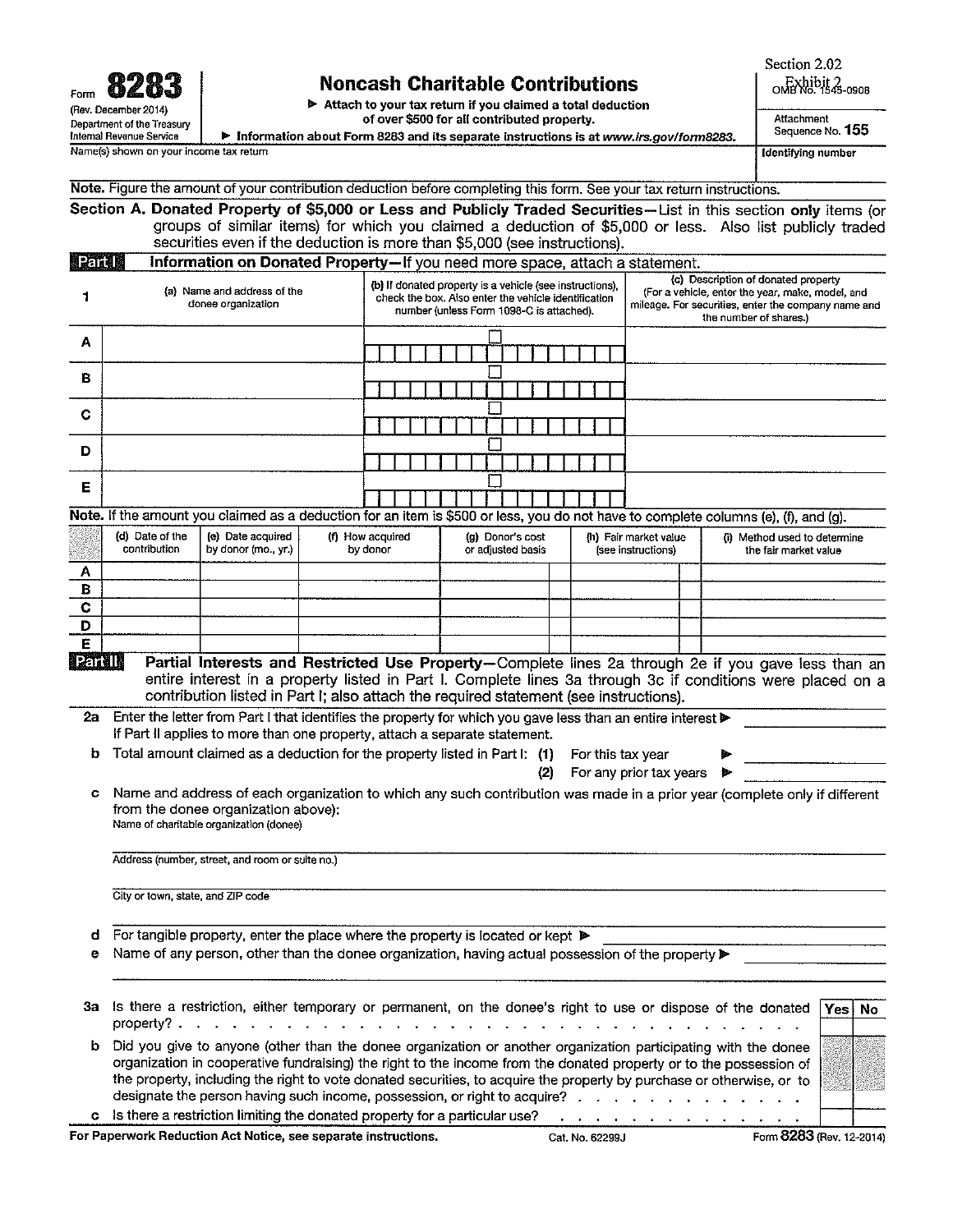Section 2.02
Exhibit 2

Form **8283**
(Rev. December 2014)
Department of the Treasury
Internal Revenue Service

# Noncash Charitable Contributions

▶ Attach to your tax return if you claimed a total deduction of over $500 for all contributed property.

▶ Information about Form 8283 and its separate instructions is at *www.irs.gov/form8283*.

OMB No. 1545-0908

Attachment Sequence No. **155**

Name(s) shown on your income tax return

Identifying number

**Note.** Figure the amount of your contribution deduction before completing this form. See your tax return instructions.

**Section A. Donated Property of $5,000 or Less and Publicly Traded Securities**—List in this section **only** items (or groups of similar items) for which you claimed a deduction of $5,000 or less. Also list publicly traded securities even if the deduction is more than $5,000 (see instructions).

**Part I** **Information on Donated Property**—If you need more space, attach a statement.

| 1 | (a) Name and address of the donee organization | (b) If donated property is a vehicle (see instructions), check the box. Also enter the vehicle identification number (unless Form 1098-C is attached). | (c) Description of donated property (For a vehicle, enter the year, make, model, and mileage. For securities, enter the company name and the number of shares.) |
|---|---|---|---|
| A | | ☐ | |
| B | | ☐ | |
| C | | ☐ | |
| D | | ☐ | |
| E | | ☐ | |

**Note.** If the amount you claimed as a deduction for an item is $500 or less, you do not have to complete columns (e), (f), and (g).

| | (d) Date of the contribution | (e) Date acquired by donor (mo., yr.) | (f) How acquired by donor | (g) Donor's cost or adjusted basis | (h) Fair market value (see instructions) | (i) Method used to determine the fair market value |
|---|---|---|---|---|---|---|
| A | | | | | | |
| B | | | | | | |
| C | | | | | | |
| D | | | | | | |
| E | | | | | | |

**Part II** **Partial Interests and Restricted Use Property**—Complete lines 2a through 2e if you gave less than an entire interest in a property listed in Part I. Complete lines 3a through 3c if conditions were placed on a contribution listed in Part I; also attach the required statement (see instructions).

**2a** Enter the letter from Part I that identifies the property for which you gave less than an entire interest ▶ ____________
If Part II applies to more than one property, attach a separate statement.

**b** Total amount claimed as a deduction for the property listed in Part I: **(1)** For this tax year ▶ ____________
**(2)** For any prior tax years ▶ ____________

**c** Name and address of each organization to which any such contribution was made in a prior year (complete only if different from the donee organization above):

Name of charitable organization (donee)

Address (number, street, and room or suite no.)

City or town, state, and ZIP code

**d** For tangible property, enter the place where the property is located or kept ▶ ____________

**e** Name of any person, other than the donee organization, having actual possession of the property ▶ ____________

| | | Yes | No |
|---|---|---|---|
| **3a** | Is there a restriction, either temporary or permanent, on the donee's right to use or dispose of the donated property? | | |
| **b** | Did you give to anyone (other than the donee organization or another organization participating with the donee organization in cooperative fundraising) the right to the income from the donated property or to the possession of the property, including the right to vote donated securities, to acquire the property by purchase or otherwise, or to designate the person having such income, possession, or right to acquire? | | |
| **c** | Is there a restriction limiting the donated property for a particular use? | | |

**For Paperwork Reduction Act Notice, see separate instructions.** Cat. No. 62299J Form **8283** (Rev. 12-2014)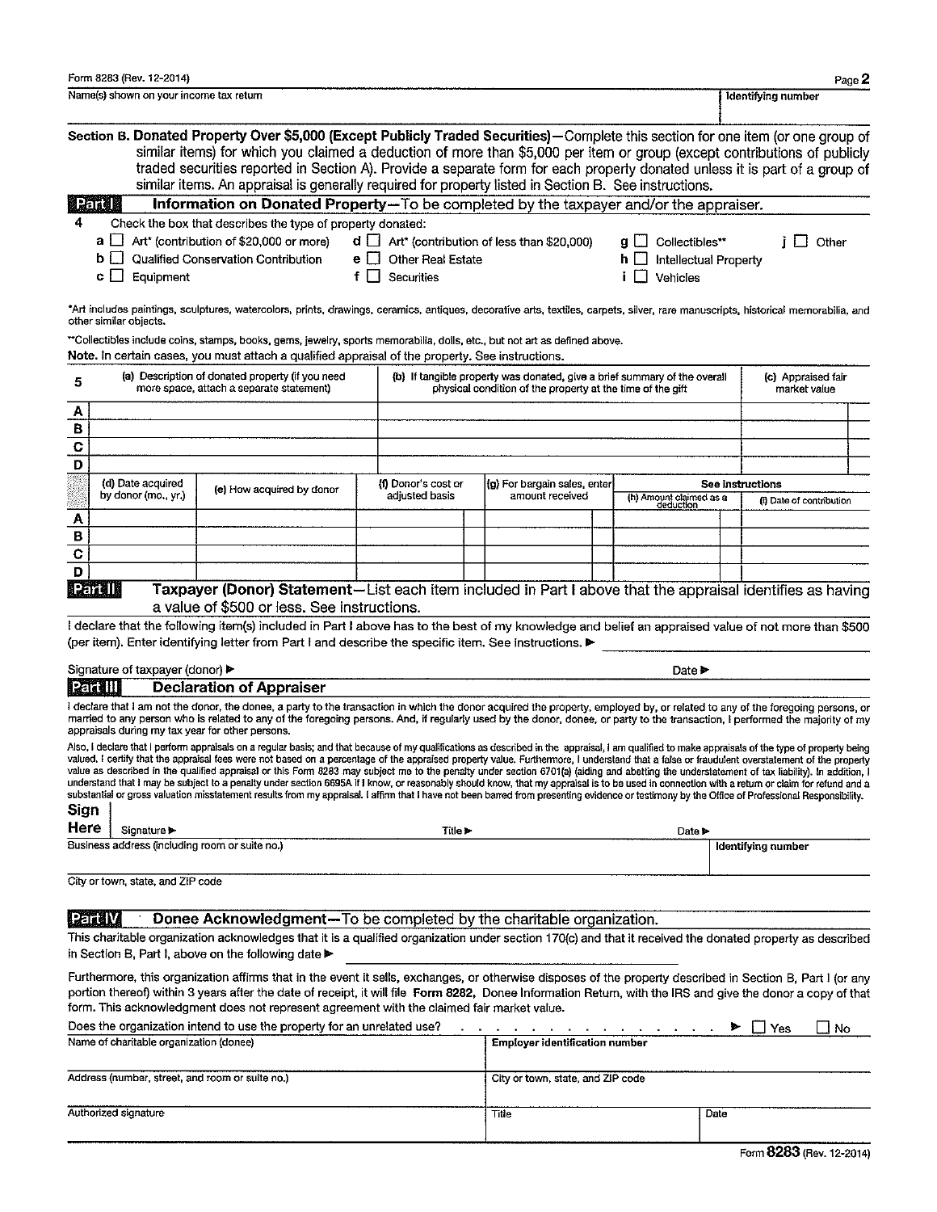Form 8283 (Rev. 12-2014)

Name(s) shown on your income tax return | Identifying number

**Section B. Donated Property Over $5,000 (Except Publicly Traded Securities)**—Complete this section for one item (or one group of similar items) for which you claimed a deduction of more than $5,000 per item or group (except contributions of publicly traded securities reported in Section A). Provide a separate form for each property donated unless it is part of a group of similar items. An appraisal is generally required for property listed in Section B. See instructions.

## Part I — Information on Donated Property—To be completed by the taxpayer and/or the appraiser.

**4** Check the box that describes the type of property donated:

- **a** ☐ Art* (contribution of $20,000 or more)
- **b** ☐ Qualified Conservation Contribution
- **c** ☐ Equipment
- **d** ☐ Art* (contribution of less than $20,000)
- **e** ☐ Other Real Estate
- **f** ☐ Securities
- **g** ☐ Collectibles**
- **h** ☐ Intellectual Property
- **i** ☐ Vehicles
- **j** ☐ Other

*Art includes paintings, sculptures, watercolors, prints, drawings, ceramics, antiques, decorative arts, textiles, carpets, silver, rare manuscripts, historical memorabilia, and other similar objects.

**Collectibles include coins, stamps, books, gems, jewelry, sports memorabilia, dolls, etc., but not art as defined above.

**Note.** In certain cases, you must attach a qualified appraisal of the property. See instructions.

| 5 | (a) Description of donated property (if you need more space, attach a separate statement) | (b) If tangible property was donated, give a brief summary of the overall physical condition of the property at the time of the gift | (c) Appraised fair market value |
|---|---|---|---|
| A | | | |
| B | | | |
| C | | | |
| D | | | |

| | (d) Date acquired by donor (mo., yr.) | (e) How acquired by donor | (f) Donor's cost or adjusted basis | (g) For bargain sales, enter amount received | See instructions (h) Amount claimed as a deduction | See instructions (i) Date of contribution |
|---|---|---|---|---|---|---|
| A | | | | | | |
| B | | | | | | |
| C | | | | | | |
| D | | | | | | |

## Part II — Taxpayer (Donor) Statement—List each item included in Part I above that the appraisal identifies as having a value of $500 or less. See instructions.

I declare that the following item(s) included in Part I above has to the best of my knowledge and belief an appraised value of not more than $500 (per item). Enter identifying letter from Part I and describe the specific item. See instructions. ▶

Signature of taxpayer (donor) ▶ Date ▶

## Part III — Declaration of Appraiser

I declare that I am not the donor, the donee, a party to the transaction in which the donor acquired the property, employed by, or related to any of the foregoing persons, or married to any person who is related to any of the foregoing persons. And, if regularly used by the donor, donee, or party to the transaction, I performed the majority of my appraisals during my tax year for other persons.

Also, I declare that I perform appraisals on a regular basis; and that because of my qualifications as described in the appraisal, I am qualified to make appraisals of the type of property being valued. I certify that the appraisal fees were not based on a percentage of the appraised property value. Furthermore, I understand that a false or fraudulent overstatement of the property value as described in the qualified appraisal or this Form 8283 may subject me to the penalty under section 6701(a) (aiding and abetting the understatement of tax liability). In addition, I understand that I may be subject to a penalty under section 6695A if I know, or reasonably should know, that my appraisal is to be used in connection with a return or claim for refund and a substantial or gross valuation misstatement results from my appraisal. I affirm that I have not been barred from presenting evidence or testimony by the Office of Professional Responsibility.

**Sign Here** Signature ▶ Title ▶ Date ▶

Business address (including room or suite no.) | Identifying number

City or town, state, and ZIP code

## Part IV — Donee Acknowledgment—To be completed by the charitable organization.

This charitable organization acknowledges that it is a qualified organization under section 170(c) and that it received the donated property as described in Section B, Part I, above on the following date ▶

Furthermore, this organization affirms that in the event it sells, exchanges, or otherwise disposes of the property described in Section B, Part I (or any portion thereof) within 3 years after the date of receipt, it will file **Form 8282**, Donee Information Return, with the IRS and give the donor a copy of that form. This acknowledgment does not represent agreement with the claimed fair market value.

Does the organization intend to use the property for an unrelated use? ▶ ☐ Yes ☐ No

| | |
|---|---|
| Name of charitable organization (donee) | Employer identification number |
| Address (number, street, and room or suite no.) | City or town, state, and ZIP code |
| Authorized signature | Title / Date |

Form **8283** (Rev. 12-2014)